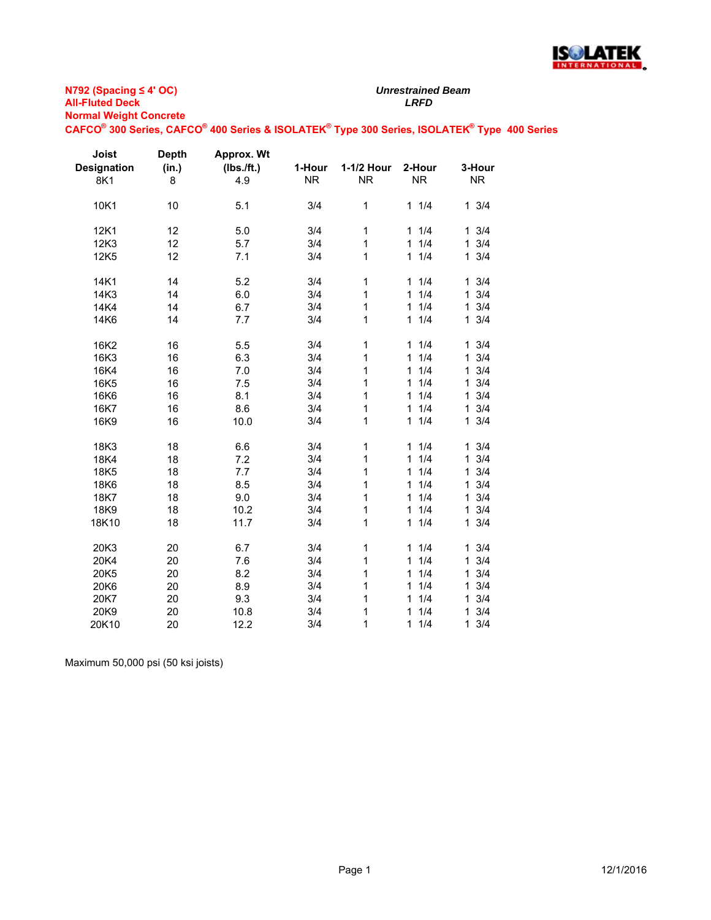**N792 (Spacing ≤ 4' OC)**
**All-Fluted Deck**
**Normal Weight Concrete**
**CAFCO® 300 Series, CAFCO® 400 Series & ISOLATEK® Type 300 Series, ISOLATEK® Type 400 Series**

***Unrestrained Beam***
***LRFD***

| Joist Designation | Depth (in.) | Approx. Wt (lbs./ft.) | 1-Hour | 1-1/2 Hour | 2-Hour | 3-Hour |
|---|---|---|---|---|---|---|
| 8K1 | 8 | 4.9 | NR | NR | NR | NR |
| 10K1 | 10 | 5.1 | 3/4 | 1 | 1 1/4 | 1 3/4 |
| 12K1 | 12 | 5.0 | 3/4 | 1 | 1 1/4 | 1 3/4 |
| 12K3 | 12 | 5.7 | 3/4 | 1 | 1 1/4 | 1 3/4 |
| 12K5 | 12 | 7.1 | 3/4 | 1 | 1 1/4 | 1 3/4 |
| 14K1 | 14 | 5.2 | 3/4 | 1 | 1 1/4 | 1 3/4 |
| 14K3 | 14 | 6.0 | 3/4 | 1 | 1 1/4 | 1 3/4 |
| 14K4 | 14 | 6.7 | 3/4 | 1 | 1 1/4 | 1 3/4 |
| 14K6 | 14 | 7.7 | 3/4 | 1 | 1 1/4 | 1 3/4 |
| 16K2 | 16 | 5.5 | 3/4 | 1 | 1 1/4 | 1 3/4 |
| 16K3 | 16 | 6.3 | 3/4 | 1 | 1 1/4 | 1 3/4 |
| 16K4 | 16 | 7.0 | 3/4 | 1 | 1 1/4 | 1 3/4 |
| 16K5 | 16 | 7.5 | 3/4 | 1 | 1 1/4 | 1 3/4 |
| 16K6 | 16 | 8.1 | 3/4 | 1 | 1 1/4 | 1 3/4 |
| 16K7 | 16 | 8.6 | 3/4 | 1 | 1 1/4 | 1 3/4 |
| 16K9 | 16 | 10.0 | 3/4 | 1 | 1 1/4 | 1 3/4 |
| 18K3 | 18 | 6.6 | 3/4 | 1 | 1 1/4 | 1 3/4 |
| 18K4 | 18 | 7.2 | 3/4 | 1 | 1 1/4 | 1 3/4 |
| 18K5 | 18 | 7.7 | 3/4 | 1 | 1 1/4 | 1 3/4 |
| 18K6 | 18 | 8.5 | 3/4 | 1 | 1 1/4 | 1 3/4 |
| 18K7 | 18 | 9.0 | 3/4 | 1 | 1 1/4 | 1 3/4 |
| 18K9 | 18 | 10.2 | 3/4 | 1 | 1 1/4 | 1 3/4 |
| 18K10 | 18 | 11.7 | 3/4 | 1 | 1 1/4 | 1 3/4 |
| 20K3 | 20 | 6.7 | 3/4 | 1 | 1 1/4 | 1 3/4 |
| 20K4 | 20 | 7.6 | 3/4 | 1 | 1 1/4 | 1 3/4 |
| 20K5 | 20 | 8.2 | 3/4 | 1 | 1 1/4 | 1 3/4 |
| 20K6 | 20 | 8.9 | 3/4 | 1 | 1 1/4 | 1 3/4 |
| 20K7 | 20 | 9.3 | 3/4 | 1 | 1 1/4 | 1 3/4 |
| 20K9 | 20 | 10.8 | 3/4 | 1 | 1 1/4 | 1 3/4 |
| 20K10 | 20 | 12.2 | 3/4 | 1 | 1 1/4 | 1 3/4 |

Maximum 50,000 psi (50 ksi joists)

12/1/2016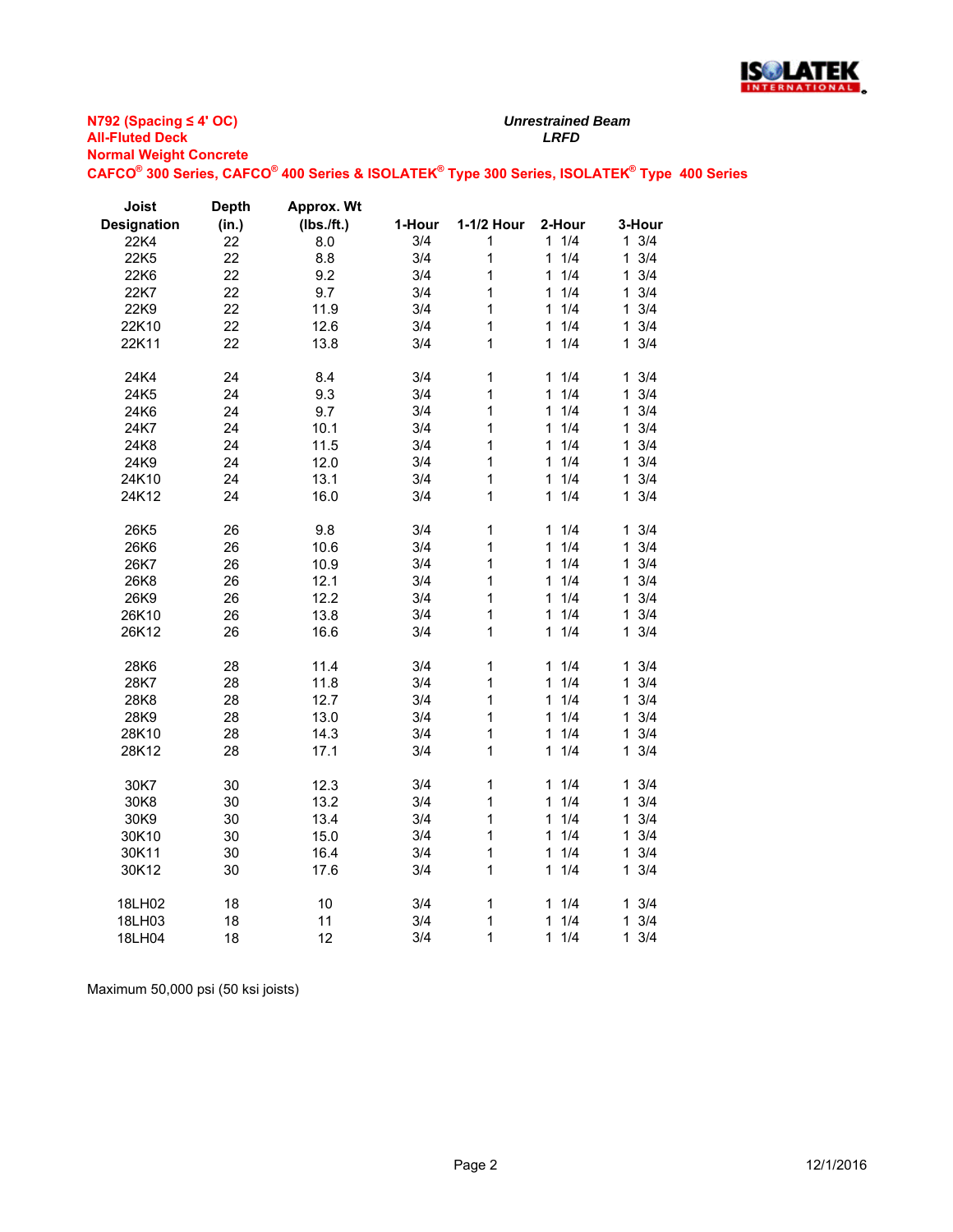**N792 (Spacing ≤ 4' OC)**
**All-Fluted Deck**
**Normal Weight Concrete**
**CAFCO® 300 Series, CAFCO® 400 Series & ISOLATEK® Type 300 Series, ISOLATEK® Type 400 Series**

*Unrestrained Beam*
*LRFD*

| Joist Designation | Depth (in.) | Approx. Wt (lbs./ft.) | 1-Hour | 1-1/2 Hour | 2-Hour | 3-Hour |
|---|---|---|---|---|---|---|
| 22K4 | 22 | 8.0 | 3/4 | 1 | 1 1/4 | 1 3/4 |
| 22K5 | 22 | 8.8 | 3/4 | 1 | 1 1/4 | 1 3/4 |
| 22K6 | 22 | 9.2 | 3/4 | 1 | 1 1/4 | 1 3/4 |
| 22K7 | 22 | 9.7 | 3/4 | 1 | 1 1/4 | 1 3/4 |
| 22K9 | 22 | 11.9 | 3/4 | 1 | 1 1/4 | 1 3/4 |
| 22K10 | 22 | 12.6 | 3/4 | 1 | 1 1/4 | 1 3/4 |
| 22K11 | 22 | 13.8 | 3/4 | 1 | 1 1/4 | 1 3/4 |
| | | | | | | |
| 24K4 | 24 | 8.4 | 3/4 | 1 | 1 1/4 | 1 3/4 |
| 24K5 | 24 | 9.3 | 3/4 | 1 | 1 1/4 | 1 3/4 |
| 24K6 | 24 | 9.7 | 3/4 | 1 | 1 1/4 | 1 3/4 |
| 24K7 | 24 | 10.1 | 3/4 | 1 | 1 1/4 | 1 3/4 |
| 24K8 | 24 | 11.5 | 3/4 | 1 | 1 1/4 | 1 3/4 |
| 24K9 | 24 | 12.0 | 3/4 | 1 | 1 1/4 | 1 3/4 |
| 24K10 | 24 | 13.1 | 3/4 | 1 | 1 1/4 | 1 3/4 |
| 24K12 | 24 | 16.0 | 3/4 | 1 | 1 1/4 | 1 3/4 |
| | | | | | | |
| 26K5 | 26 | 9.8 | 3/4 | 1 | 1 1/4 | 1 3/4 |
| 26K6 | 26 | 10.6 | 3/4 | 1 | 1 1/4 | 1 3/4 |
| 26K7 | 26 | 10.9 | 3/4 | 1 | 1 1/4 | 1 3/4 |
| 26K8 | 26 | 12.1 | 3/4 | 1 | 1 1/4 | 1 3/4 |
| 26K9 | 26 | 12.2 | 3/4 | 1 | 1 1/4 | 1 3/4 |
| 26K10 | 26 | 13.8 | 3/4 | 1 | 1 1/4 | 1 3/4 |
| 26K12 | 26 | 16.6 | 3/4 | 1 | 1 1/4 | 1 3/4 |
| | | | | | | |
| 28K6 | 28 | 11.4 | 3/4 | 1 | 1 1/4 | 1 3/4 |
| 28K7 | 28 | 11.8 | 3/4 | 1 | 1 1/4 | 1 3/4 |
| 28K8 | 28 | 12.7 | 3/4 | 1 | 1 1/4 | 1 3/4 |
| 28K9 | 28 | 13.0 | 3/4 | 1 | 1 1/4 | 1 3/4 |
| 28K10 | 28 | 14.3 | 3/4 | 1 | 1 1/4 | 1 3/4 |
| 28K12 | 28 | 17.1 | 3/4 | 1 | 1 1/4 | 1 3/4 |
| | | | | | | |
| 30K7 | 30 | 12.3 | 3/4 | 1 | 1 1/4 | 1 3/4 |
| 30K8 | 30 | 13.2 | 3/4 | 1 | 1 1/4 | 1 3/4 |
| 30K9 | 30 | 13.4 | 3/4 | 1 | 1 1/4 | 1 3/4 |
| 30K10 | 30 | 15.0 | 3/4 | 1 | 1 1/4 | 1 3/4 |
| 30K11 | 30 | 16.4 | 3/4 | 1 | 1 1/4 | 1 3/4 |
| 30K12 | 30 | 17.6 | 3/4 | 1 | 1 1/4 | 1 3/4 |
| | | | | | | |
| 18LH02 | 18 | 10 | 3/4 | 1 | 1 1/4 | 1 3/4 |
| 18LH03 | 18 | 11 | 3/4 | 1 | 1 1/4 | 1 3/4 |
| 18LH04 | 18 | 12 | 3/4 | 1 | 1 1/4 | 1 3/4 |

Maximum 50,000 psi (50 ksi joists)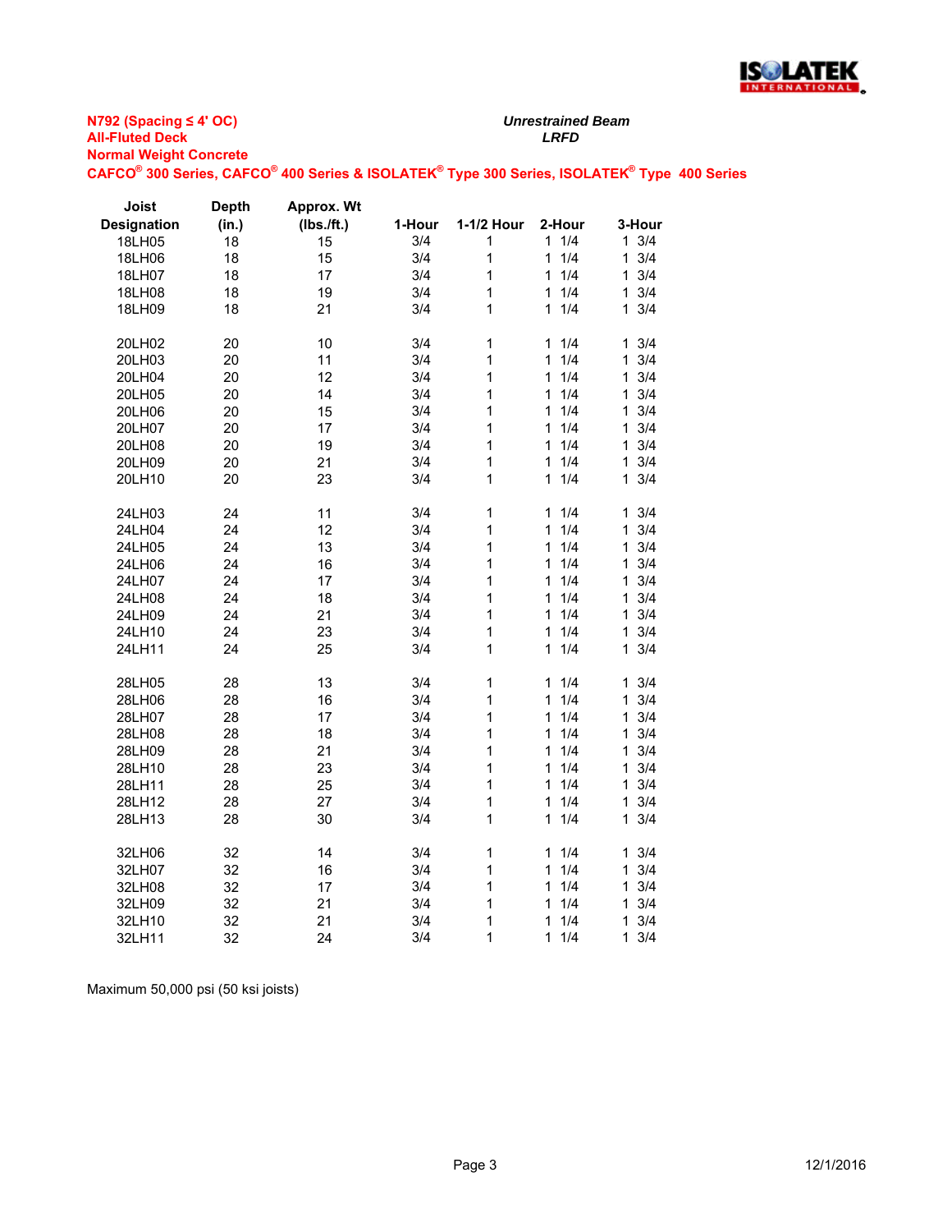**N792 (Spacing ≤ 4' OC)**
**All-Fluted Deck**
**Normal Weight Concrete**
**CAFCO® 300 Series, CAFCO® 400 Series & ISOLATEK® Type 300 Series, ISOLATEK® Type 400 Series**

***Unrestrained Beam***
***LRFD***

| Joist Designation | Depth (in.) | Approx. Wt (lbs./ft.) | 1-Hour | 1-1/2 Hour | 2-Hour | 3-Hour |
|---|---|---|---|---|---|---|
| 18LH05 | 18 | 15 | 3/4 | 1 | 1 1/4 | 1 3/4 |
| 18LH06 | 18 | 15 | 3/4 | 1 | 1 1/4 | 1 3/4 |
| 18LH07 | 18 | 17 | 3/4 | 1 | 1 1/4 | 1 3/4 |
| 18LH08 | 18 | 19 | 3/4 | 1 | 1 1/4 | 1 3/4 |
| 18LH09 | 18 | 21 | 3/4 | 1 | 1 1/4 | 1 3/4 |
| | | | | | | |
| 20LH02 | 20 | 10 | 3/4 | 1 | 1 1/4 | 1 3/4 |
| 20LH03 | 20 | 11 | 3/4 | 1 | 1 1/4 | 1 3/4 |
| 20LH04 | 20 | 12 | 3/4 | 1 | 1 1/4 | 1 3/4 |
| 20LH05 | 20 | 14 | 3/4 | 1 | 1 1/4 | 1 3/4 |
| 20LH06 | 20 | 15 | 3/4 | 1 | 1 1/4 | 1 3/4 |
| 20LH07 | 20 | 17 | 3/4 | 1 | 1 1/4 | 1 3/4 |
| 20LH08 | 20 | 19 | 3/4 | 1 | 1 1/4 | 1 3/4 |
| 20LH09 | 20 | 21 | 3/4 | 1 | 1 1/4 | 1 3/4 |
| 20LH10 | 20 | 23 | 3/4 | 1 | 1 1/4 | 1 3/4 |
| | | | | | | |
| 24LH03 | 24 | 11 | 3/4 | 1 | 1 1/4 | 1 3/4 |
| 24LH04 | 24 | 12 | 3/4 | 1 | 1 1/4 | 1 3/4 |
| 24LH05 | 24 | 13 | 3/4 | 1 | 1 1/4 | 1 3/4 |
| 24LH06 | 24 | 16 | 3/4 | 1 | 1 1/4 | 1 3/4 |
| 24LH07 | 24 | 17 | 3/4 | 1 | 1 1/4 | 1 3/4 |
| 24LH08 | 24 | 18 | 3/4 | 1 | 1 1/4 | 1 3/4 |
| 24LH09 | 24 | 21 | 3/4 | 1 | 1 1/4 | 1 3/4 |
| 24LH10 | 24 | 23 | 3/4 | 1 | 1 1/4 | 1 3/4 |
| 24LH11 | 24 | 25 | 3/4 | 1 | 1 1/4 | 1 3/4 |
| | | | | | | |
| 28LH05 | 28 | 13 | 3/4 | 1 | 1 1/4 | 1 3/4 |
| 28LH06 | 28 | 16 | 3/4 | 1 | 1 1/4 | 1 3/4 |
| 28LH07 | 28 | 17 | 3/4 | 1 | 1 1/4 | 1 3/4 |
| 28LH08 | 28 | 18 | 3/4 | 1 | 1 1/4 | 1 3/4 |
| 28LH09 | 28 | 21 | 3/4 | 1 | 1 1/4 | 1 3/4 |
| 28LH10 | 28 | 23 | 3/4 | 1 | 1 1/4 | 1 3/4 |
| 28LH11 | 28 | 25 | 3/4 | 1 | 1 1/4 | 1 3/4 |
| 28LH12 | 28 | 27 | 3/4 | 1 | 1 1/4 | 1 3/4 |
| 28LH13 | 28 | 30 | 3/4 | 1 | 1 1/4 | 1 3/4 |
| | | | | | | |
| 32LH06 | 32 | 14 | 3/4 | 1 | 1 1/4 | 1 3/4 |
| 32LH07 | 32 | 16 | 3/4 | 1 | 1 1/4 | 1 3/4 |
| 32LH08 | 32 | 17 | 3/4 | 1 | 1 1/4 | 1 3/4 |
| 32LH09 | 32 | 21 | 3/4 | 1 | 1 1/4 | 1 3/4 |
| 32LH10 | 32 | 21 | 3/4 | 1 | 1 1/4 | 1 3/4 |
| 32LH11 | 32 | 24 | 3/4 | 1 | 1 1/4 | 1 3/4 |

Maximum 50,000 psi (50 ksi joists)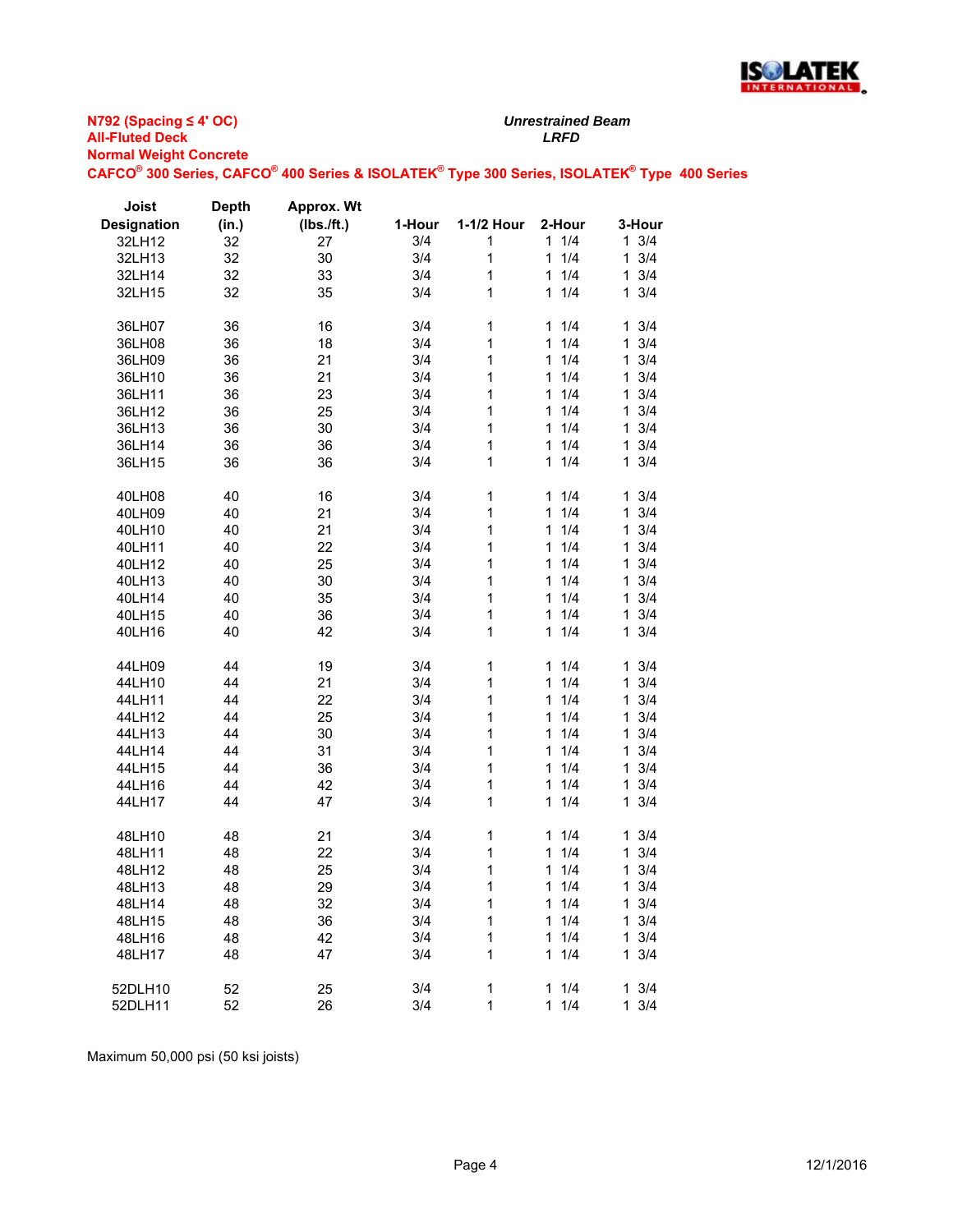**N792 (Spacing ≤ 4' OC)**
**All-Fluted Deck**
**Normal Weight Concrete**
**CAFCO® 300 Series, CAFCO® 400 Series & ISOLATEK® Type 300 Series, ISOLATEK® Type 400 Series**

***Unrestrained Beam***
***LRFD***

| Joist Designation | Depth (in.) | Approx. Wt (lbs./ft.) | 1-Hour | 1-1/2 Hour | 2-Hour | 3-Hour |
|---|---|---|---|---|---|---|
| 32LH12 | 32 | 27 | 3/4 | 1 | 1 1/4 | 1 3/4 |
| 32LH13 | 32 | 30 | 3/4 | 1 | 1 1/4 | 1 3/4 |
| 32LH14 | 32 | 33 | 3/4 | 1 | 1 1/4 | 1 3/4 |
| 32LH15 | 32 | 35 | 3/4 | 1 | 1 1/4 | 1 3/4 |
| | | | | | | |
| 36LH07 | 36 | 16 | 3/4 | 1 | 1 1/4 | 1 3/4 |
| 36LH08 | 36 | 18 | 3/4 | 1 | 1 1/4 | 1 3/4 |
| 36LH09 | 36 | 21 | 3/4 | 1 | 1 1/4 | 1 3/4 |
| 36LH10 | 36 | 21 | 3/4 | 1 | 1 1/4 | 1 3/4 |
| 36LH11 | 36 | 23 | 3/4 | 1 | 1 1/4 | 1 3/4 |
| 36LH12 | 36 | 25 | 3/4 | 1 | 1 1/4 | 1 3/4 |
| 36LH13 | 36 | 30 | 3/4 | 1 | 1 1/4 | 1 3/4 |
| 36LH14 | 36 | 36 | 3/4 | 1 | 1 1/4 | 1 3/4 |
| 36LH15 | 36 | 36 | 3/4 | 1 | 1 1/4 | 1 3/4 |
| | | | | | | |
| 40LH08 | 40 | 16 | 3/4 | 1 | 1 1/4 | 1 3/4 |
| 40LH09 | 40 | 21 | 3/4 | 1 | 1 1/4 | 1 3/4 |
| 40LH10 | 40 | 21 | 3/4 | 1 | 1 1/4 | 1 3/4 |
| 40LH11 | 40 | 22 | 3/4 | 1 | 1 1/4 | 1 3/4 |
| 40LH12 | 40 | 25 | 3/4 | 1 | 1 1/4 | 1 3/4 |
| 40LH13 | 40 | 30 | 3/4 | 1 | 1 1/4 | 1 3/4 |
| 40LH14 | 40 | 35 | 3/4 | 1 | 1 1/4 | 1 3/4 |
| 40LH15 | 40 | 36 | 3/4 | 1 | 1 1/4 | 1 3/4 |
| 40LH16 | 40 | 42 | 3/4 | 1 | 1 1/4 | 1 3/4 |
| | | | | | | |
| 44LH09 | 44 | 19 | 3/4 | 1 | 1 1/4 | 1 3/4 |
| 44LH10 | 44 | 21 | 3/4 | 1 | 1 1/4 | 1 3/4 |
| 44LH11 | 44 | 22 | 3/4 | 1 | 1 1/4 | 1 3/4 |
| 44LH12 | 44 | 25 | 3/4 | 1 | 1 1/4 | 1 3/4 |
| 44LH13 | 44 | 30 | 3/4 | 1 | 1 1/4 | 1 3/4 |
| 44LH14 | 44 | 31 | 3/4 | 1 | 1 1/4 | 1 3/4 |
| 44LH15 | 44 | 36 | 3/4 | 1 | 1 1/4 | 1 3/4 |
| 44LH16 | 44 | 42 | 3/4 | 1 | 1 1/4 | 1 3/4 |
| 44LH17 | 44 | 47 | 3/4 | 1 | 1 1/4 | 1 3/4 |
| | | | | | | |
| 48LH10 | 48 | 21 | 3/4 | 1 | 1 1/4 | 1 3/4 |
| 48LH11 | 48 | 22 | 3/4 | 1 | 1 1/4 | 1 3/4 |
| 48LH12 | 48 | 25 | 3/4 | 1 | 1 1/4 | 1 3/4 |
| 48LH13 | 48 | 29 | 3/4 | 1 | 1 1/4 | 1 3/4 |
| 48LH14 | 48 | 32 | 3/4 | 1 | 1 1/4 | 1 3/4 |
| 48LH15 | 48 | 36 | 3/4 | 1 | 1 1/4 | 1 3/4 |
| 48LH16 | 48 | 42 | 3/4 | 1 | 1 1/4 | 1 3/4 |
| 48LH17 | 48 | 47 | 3/4 | 1 | 1 1/4 | 1 3/4 |
| | | | | | | |
| 52DLH10 | 52 | 25 | 3/4 | 1 | 1 1/4 | 1 3/4 |
| 52DLH11 | 52 | 26 | 3/4 | 1 | 1 1/4 | 1 3/4 |

Maximum 50,000 psi (50 ksi joists)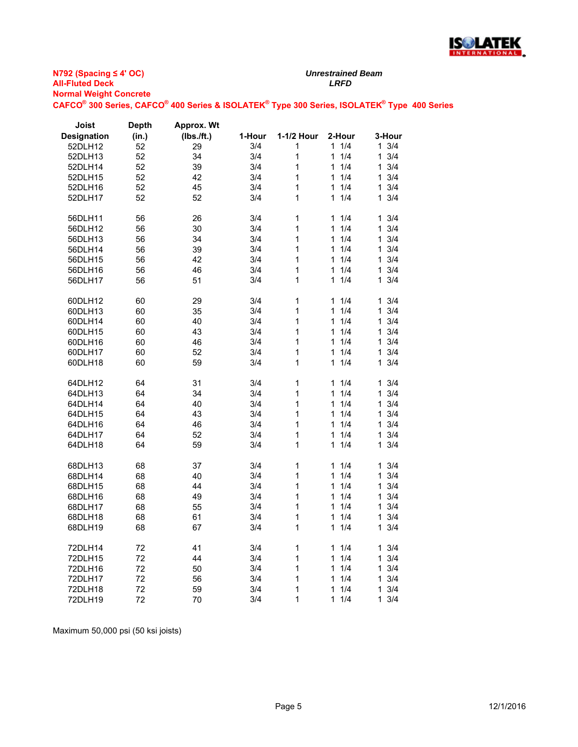**N792 (Spacing ≤ 4' OC)**
**All-Fluted Deck**
**Normal Weight Concrete**
**CAFCO® 300 Series, CAFCO® 400 Series & ISOLATEK® Type 300 Series, ISOLATEK® Type 400 Series**

***Unrestrained Beam***
***LRFD***

| Joist Designation | Depth (in.) | Approx. Wt (lbs./ft.) | 1-Hour | 1-1/2 Hour | 2-Hour | 3-Hour |
|---|---|---|---|---|---|---|
| 52DLH12 | 52 | 29 | 3/4 | 1 | 1 1/4 | 1 3/4 |
| 52DLH13 | 52 | 34 | 3/4 | 1 | 1 1/4 | 1 3/4 |
| 52DLH14 | 52 | 39 | 3/4 | 1 | 1 1/4 | 1 3/4 |
| 52DLH15 | 52 | 42 | 3/4 | 1 | 1 1/4 | 1 3/4 |
| 52DLH16 | 52 | 45 | 3/4 | 1 | 1 1/4 | 1 3/4 |
| 52DLH17 | 52 | 52 | 3/4 | 1 | 1 1/4 | 1 3/4 |
| | | | | | | |
| 56DLH11 | 56 | 26 | 3/4 | 1 | 1 1/4 | 1 3/4 |
| 56DLH12 | 56 | 30 | 3/4 | 1 | 1 1/4 | 1 3/4 |
| 56DLH13 | 56 | 34 | 3/4 | 1 | 1 1/4 | 1 3/4 |
| 56DLH14 | 56 | 39 | 3/4 | 1 | 1 1/4 | 1 3/4 |
| 56DLH15 | 56 | 42 | 3/4 | 1 | 1 1/4 | 1 3/4 |
| 56DLH16 | 56 | 46 | 3/4 | 1 | 1 1/4 | 1 3/4 |
| 56DLH17 | 56 | 51 | 3/4 | 1 | 1 1/4 | 1 3/4 |
| | | | | | | |
| 60DLH12 | 60 | 29 | 3/4 | 1 | 1 1/4 | 1 3/4 |
| 60DLH13 | 60 | 35 | 3/4 | 1 | 1 1/4 | 1 3/4 |
| 60DLH14 | 60 | 40 | 3/4 | 1 | 1 1/4 | 1 3/4 |
| 60DLH15 | 60 | 43 | 3/4 | 1 | 1 1/4 | 1 3/4 |
| 60DLH16 | 60 | 46 | 3/4 | 1 | 1 1/4 | 1 3/4 |
| 60DLH17 | 60 | 52 | 3/4 | 1 | 1 1/4 | 1 3/4 |
| 60DLH18 | 60 | 59 | 3/4 | 1 | 1 1/4 | 1 3/4 |
| | | | | | | |
| 64DLH12 | 64 | 31 | 3/4 | 1 | 1 1/4 | 1 3/4 |
| 64DLH13 | 64 | 34 | 3/4 | 1 | 1 1/4 | 1 3/4 |
| 64DLH14 | 64 | 40 | 3/4 | 1 | 1 1/4 | 1 3/4 |
| 64DLH15 | 64 | 43 | 3/4 | 1 | 1 1/4 | 1 3/4 |
| 64DLH16 | 64 | 46 | 3/4 | 1 | 1 1/4 | 1 3/4 |
| 64DLH17 | 64 | 52 | 3/4 | 1 | 1 1/4 | 1 3/4 |
| 64DLH18 | 64 | 59 | 3/4 | 1 | 1 1/4 | 1 3/4 |
| | | | | | | |
| 68DLH13 | 68 | 37 | 3/4 | 1 | 1 1/4 | 1 3/4 |
| 68DLH14 | 68 | 40 | 3/4 | 1 | 1 1/4 | 1 3/4 |
| 68DLH15 | 68 | 44 | 3/4 | 1 | 1 1/4 | 1 3/4 |
| 68DLH16 | 68 | 49 | 3/4 | 1 | 1 1/4 | 1 3/4 |
| 68DLH17 | 68 | 55 | 3/4 | 1 | 1 1/4 | 1 3/4 |
| 68DLH18 | 68 | 61 | 3/4 | 1 | 1 1/4 | 1 3/4 |
| 68DLH19 | 68 | 67 | 3/4 | 1 | 1 1/4 | 1 3/4 |
| | | | | | | |
| 72DLH14 | 72 | 41 | 3/4 | 1 | 1 1/4 | 1 3/4 |
| 72DLH15 | 72 | 44 | 3/4 | 1 | 1 1/4 | 1 3/4 |
| 72DLH16 | 72 | 50 | 3/4 | 1 | 1 1/4 | 1 3/4 |
| 72DLH17 | 72 | 56 | 3/4 | 1 | 1 1/4 | 1 3/4 |
| 72DLH18 | 72 | 59 | 3/4 | 1 | 1 1/4 | 1 3/4 |
| 72DLH19 | 72 | 70 | 3/4 | 1 | 1 1/4 | 1 3/4 |

Maximum 50,000 psi (50 ksi joists)